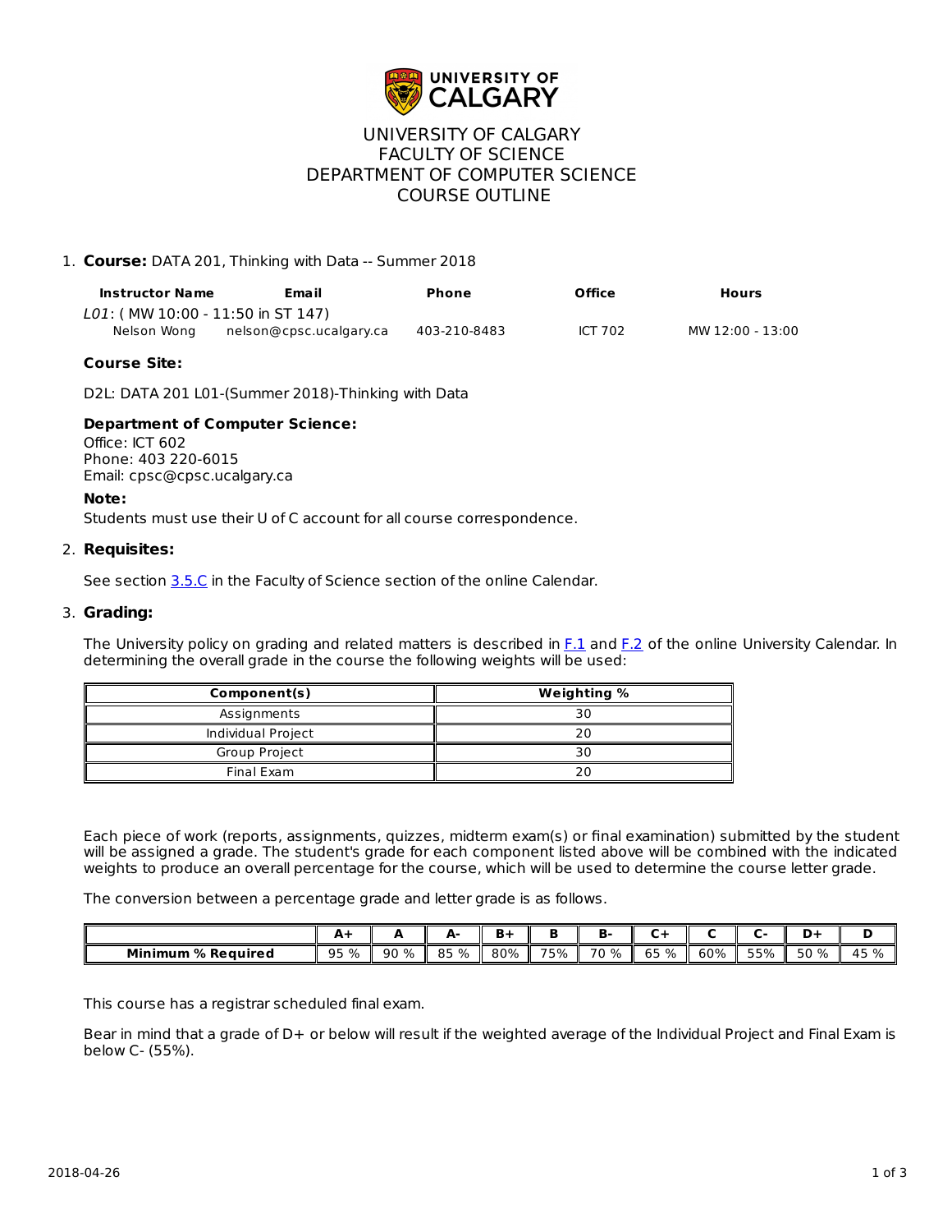UNIVERSITY OF CALGARY
FACULTY OF SCIENCE
DEPARTMENT OF COMPUTER SCIENCE
COURSE OUTLINE

1. **Course:** DATA 201, Thinking with Data -- Summer 2018

| Instructor Name | Email | Phone | Office | Hours |
|---|---|---|---|---|
| *L01*: ( MW 10:00 - 11:50 in ST 147) | | | | |
| Nelson Wong | nelson@cpsc.ucalgary.ca | 403-210-8483 | ICT 702 | MW 12:00 - 13:00 |

**Course Site:**

D2L: DATA 201 L01-(Summer 2018)-Thinking with Data

**Department of Computer Science:**
Office: ICT 602
Phone: 403 220-6015
Email: cpsc@cpsc.ucalgary.ca

**Note:**
Students must use their U of C account for all course correspondence.

2. **Requisites:**

See section 3.5.C in the Faculty of Science section of the online Calendar.

3. **Grading:**

The University policy on grading and related matters is described in F.1 and F.2 of the online University Calendar. In determining the overall grade in the course the following weights will be used:

| Component(s) | Weighting % |
|---|---|
| Assignments | 30 |
| Individual Project | 20 |
| Group Project | 30 |
| Final Exam | 20 |

Each piece of work (reports, assignments, quizzes, midterm exam(s) or final examination) submitted by the student will be assigned a grade. The student's grade for each component listed above will be combined with the indicated weights to produce an overall percentage for the course, which will be used to determine the course letter grade.

The conversion between a percentage grade and letter grade is as follows.

| | A+ | A | A- | B+ | B | B- | C+ | C | C- | D+ | D |
|---|---|---|---|---|---|---|---|---|---|---|---|
| **Minimum % Required** | 95 % | 90 % | 85 % | 80% | 75% | 70 % | 65 % | 60% | 55% | 50 % | 45 % |

This course has a registrar scheduled final exam.

Bear in mind that a grade of D+ or below will result if the weighted average of the Individual Project and Final Exam is below C- (55%).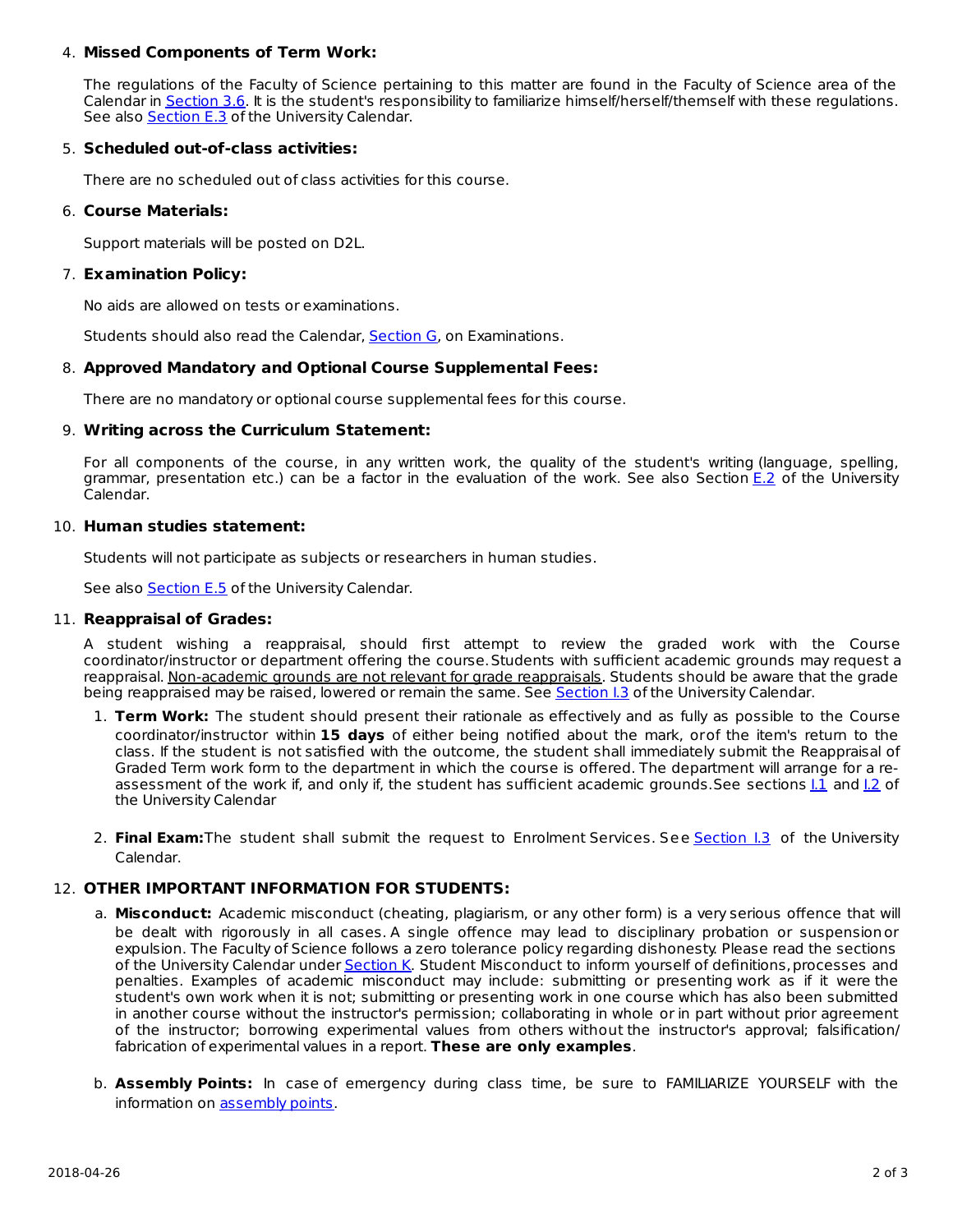4. **Missed Components of Term Work:**

   The regulations of the Faculty of Science pertaining to this matter are found in the Faculty of Science area of the Calendar in Section 3.6. It is the student's responsibility to familiarize himself/herself/themself with these regulations. See also Section E.3 of the University Calendar.

5. **Scheduled out-of-class activities:**

   There are no scheduled out of class activities for this course.

6. **Course Materials:**

   Support materials will be posted on D2L.

7. **Examination Policy:**

   No aids are allowed on tests or examinations.

   Students should also read the Calendar, Section G, on Examinations.

8. **Approved Mandatory and Optional Course Supplemental Fees:**

   There are no mandatory or optional course supplemental fees for this course.

9. **Writing across the Curriculum Statement:**

   For all components of the course, in any written work, the quality of the student's writing (language, spelling, grammar, presentation etc.) can be a factor in the evaluation of the work. See also Section E.2 of the University Calendar.

10. **Human studies statement:**

    Students will not participate as subjects or researchers in human studies.

    See also Section E.5 of the University Calendar.

11. **Reappraisal of Grades:**

    A student wishing a reappraisal, should first attempt to review the graded work with the Course coordinator/instructor or department offering the course. Students with sufficient academic grounds may request a reappraisal. Non-academic grounds are not relevant for grade reappraisals. Students should be aware that the grade being reappraised may be raised, lowered or remain the same. See Section I.3 of the University Calendar.

    1. **Term Work:** The student should present their rationale as effectively and as fully as possible to the Course coordinator/instructor within **15 days** of either being notified about the mark, or of the item's return to the class. If the student is not satisfied with the outcome, the student shall immediately submit the Reappraisal of Graded Term work form to the department in which the course is offered. The department will arrange for a re-assessment of the work if, and only if, the student has sufficient academic grounds. See sections I.1 and I.2 of the University Calendar

    2. **Final Exam:** The student shall submit the request to Enrolment Services. See Section I.3 of the University Calendar.

12. **OTHER IMPORTANT INFORMATION FOR STUDENTS:**

    a. **Misconduct:** Academic misconduct (cheating, plagiarism, or any other form) is a very serious offence that will be dealt with rigorously in all cases. A single offence may lead to disciplinary probation or suspension or expulsion. The Faculty of Science follows a zero tolerance policy regarding dishonesty. Please read the sections of the University Calendar under Section K. Student Misconduct to inform yourself of definitions, processes and penalties. Examples of academic misconduct may include: submitting or presenting work as if it were the student's own work when it is not; submitting or presenting work in one course which has also been submitted in another course without the instructor's permission; collaborating in whole or in part without prior agreement of the instructor; borrowing experimental values from others without the instructor's approval; falsification/ fabrication of experimental values in a report. **These are only examples**.

    b. **Assembly Points:** In case of emergency during class time, be sure to FAMILIARIZE YOURSELF with the information on assembly points.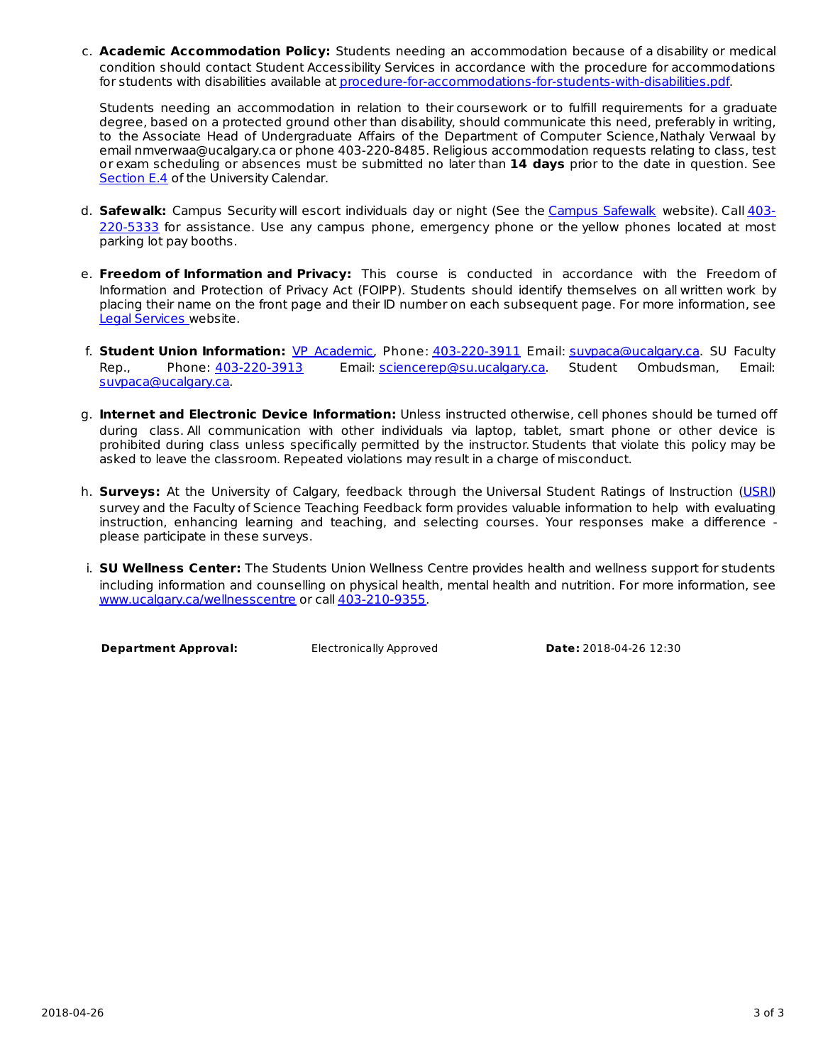c. **Academic Accommodation Policy:** Students needing an accommodation because of a disability or medical condition should contact Student Accessibility Services in accordance with the procedure for accommodations for students with disabilities available at [procedure-for-accommodations-for-students-with-disabilities.pdf](procedure-for-accommodations-for-students-with-disabilities.pdf).

   Students needing an accommodation in relation to their coursework or to fulfill requirements for a graduate degree, based on a protected ground other than disability, should communicate this need, preferably in writing, to the Associate Head of Undergraduate Affairs of the Department of Computer Science, Nathaly Verwaal by email nmverwaa@ucalgary.ca or phone 403-220-8485. Religious accommodation requests relating to class, test or exam scheduling or absences must be submitted no later than **14 days** prior to the date in question. See Section E.4 of the University Calendar.

d. **Safewalk:** Campus Security will escort individuals day or night (See the Campus Safewalk website). Call 403-220-5333 for assistance. Use any campus phone, emergency phone or the yellow phones located at most parking lot pay booths.

e. **Freedom of Information and Privacy:** This course is conducted in accordance with the Freedom of Information and Protection of Privacy Act (FOIPP). Students should identify themselves on all written work by placing their name on the front page and their ID number on each subsequent page. For more information, see Legal Services website.

f. **Student Union Information:** VP Academic, Phone: 403-220-3911 Email: suvpaca@ucalgary.ca. SU Faculty Rep., Phone: 403-220-3913 Email: sciencerep@su.ucalgary.ca. Student Ombudsman, Email: suvpaca@ucalgary.ca.

g. **Internet and Electronic Device Information:** Unless instructed otherwise, cell phones should be turned off during class. All communication with other individuals via laptop, tablet, smart phone or other device is prohibited during class unless specifically permitted by the instructor. Students that violate this policy may be asked to leave the classroom. Repeated violations may result in a charge of misconduct.

h. **Surveys:** At the University of Calgary, feedback through the Universal Student Ratings of Instruction (USRI) survey and the Faculty of Science Teaching Feedback form provides valuable information to help with evaluating instruction, enhancing learning and teaching, and selecting courses. Your responses make a difference - please participate in these surveys.

i. **SU Wellness Center:** The Students Union Wellness Centre provides health and wellness support for students including information and counselling on physical health, mental health and nutrition. For more information, see www.ucalgary.ca/wellnesscentre or call 403-210-9355.

**Department Approval:** Electronically Approved **Date:** 2018-04-26 12:30